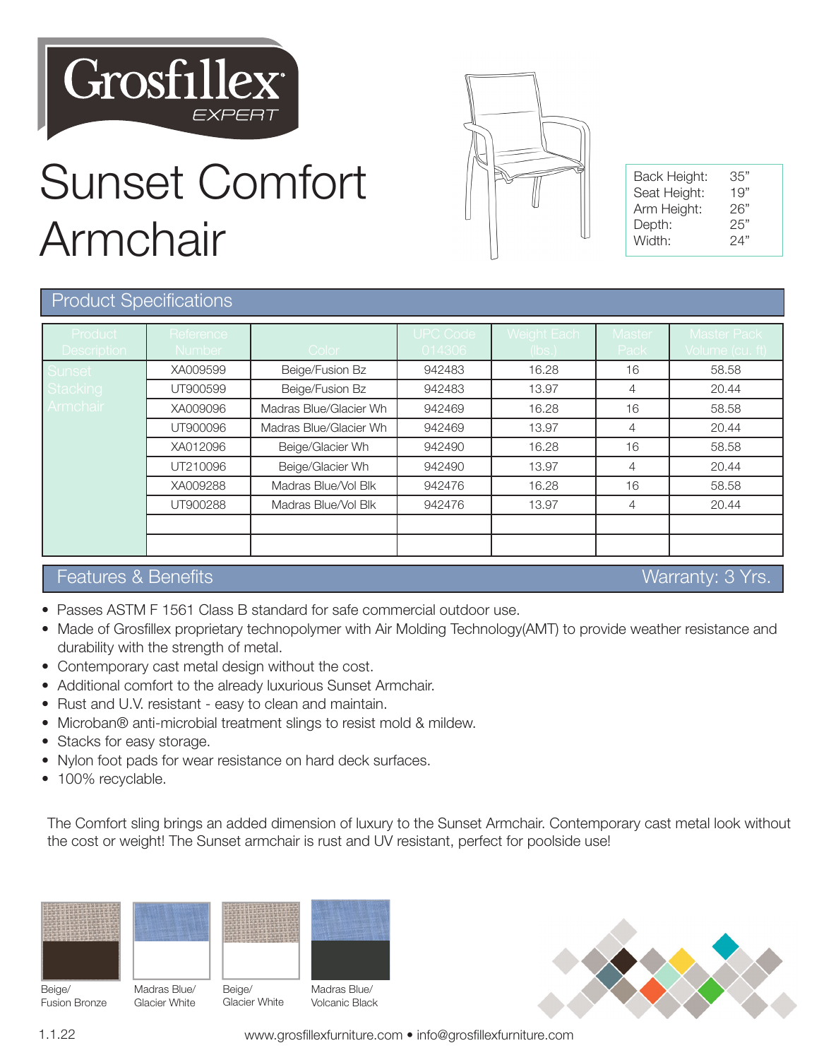Grosfillex EXPERT

# Sunset Comfort Armchair

| | |
|---|---|
| Back Height: | 35" |
| Seat Height: | 19" |
| Arm Height: | 26" |
| Depth: | 25" |
| Width: | 24" |

## Product Specifications

| Product Description | Reference Number | Color | UPC Code 014306 | Weight Each (lbs.) | Master Pack | Master Pack Volume (cu. ft) |
|---|---|---|---|---|---|---|
| Sunset Stacking Armchair | XA009599 | Beige/Fusion Bz | 942483 | 16.28 | 16 | 58.58 |
| | UT900599 | Beige/Fusion Bz | 942483 | 13.97 | 4 | 20.44 |
| | XA009096 | Madras Blue/Glacier Wh | 942469 | 16.28 | 16 | 58.58 |
| | UT900096 | Madras Blue/Glacier Wh | 942469 | 13.97 | 4 | 20.44 |
| | XA012096 | Beige/Glacier Wh | 942490 | 16.28 | 16 | 58.58 |
| | UT210096 | Beige/Glacier Wh | 942490 | 13.97 | 4 | 20.44 |
| | XA009288 | Madras Blue/Vol Blk | 942476 | 16.28 | 16 | 58.58 |
| | UT900288 | Madras Blue/Vol Blk | 942476 | 13.97 | 4 | 20.44 |
| | | | | | | |
| | | | | | | |

## Features & Benefits

Warranty: 3 Yrs.

- Passes ASTM F 1561 Class B standard for safe commercial outdoor use.
- Made of Grosfillex proprietary technopolymer with Air Molding Technology(AMT) to provide weather resistance and durability with the strength of metal.
- Contemporary cast metal design without the cost.
- Additional comfort to the already luxurious Sunset Armchair.
- Rust and U.V. resistant - easy to clean and maintain.
- Microban® anti-microbial treatment slings to resist mold & mildew.
- Stacks for easy storage.
- Nylon foot pads for wear resistance on hard deck surfaces.
- 100% recyclable.

The Comfort sling brings an added dimension of luxury to the Sunset Armchair. Contemporary cast metal look without the cost or weight! The Sunset armchair is rust and UV resistant, perfect for poolside use!

Beige/ Fusion Bronze

Madras Blue/ Glacier White

Beige/ Glacier White

Madras Blue/ Volcanic Black

1.1.22

www.grosfillexfurniture.com • info@grosfillexfurniture.com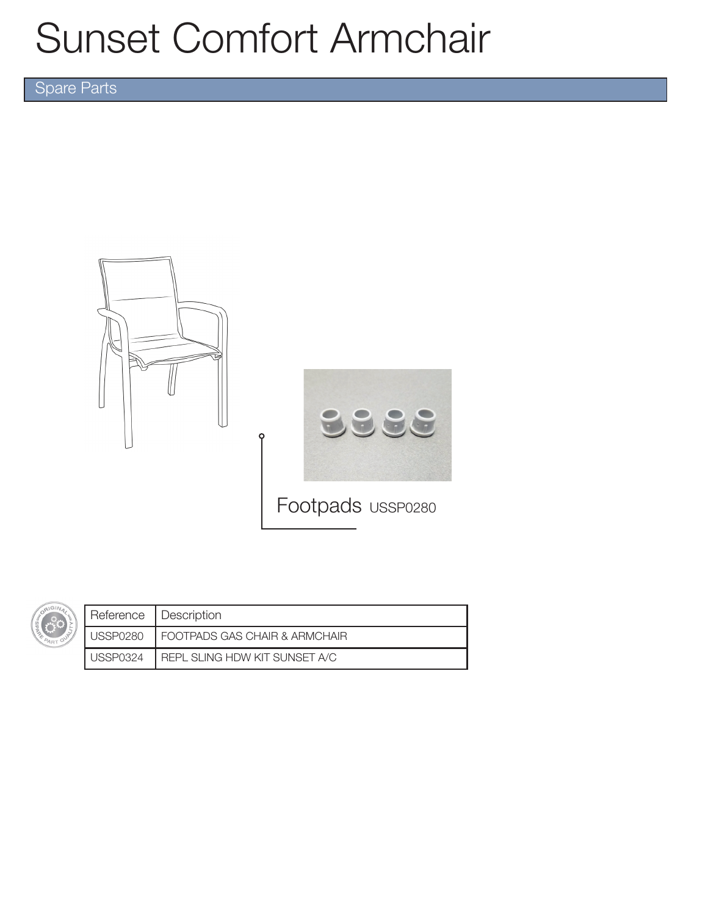# Sunset Comfort Armchair

## Spare Parts

Footpads USSP0280

| Reference | Description |
| --- | --- |
| USSP0280 | FOOTPADS GAS CHAIR & ARMCHAIR |
| USSP0324 | REPL SLING HDW KIT SUNSET A/C |